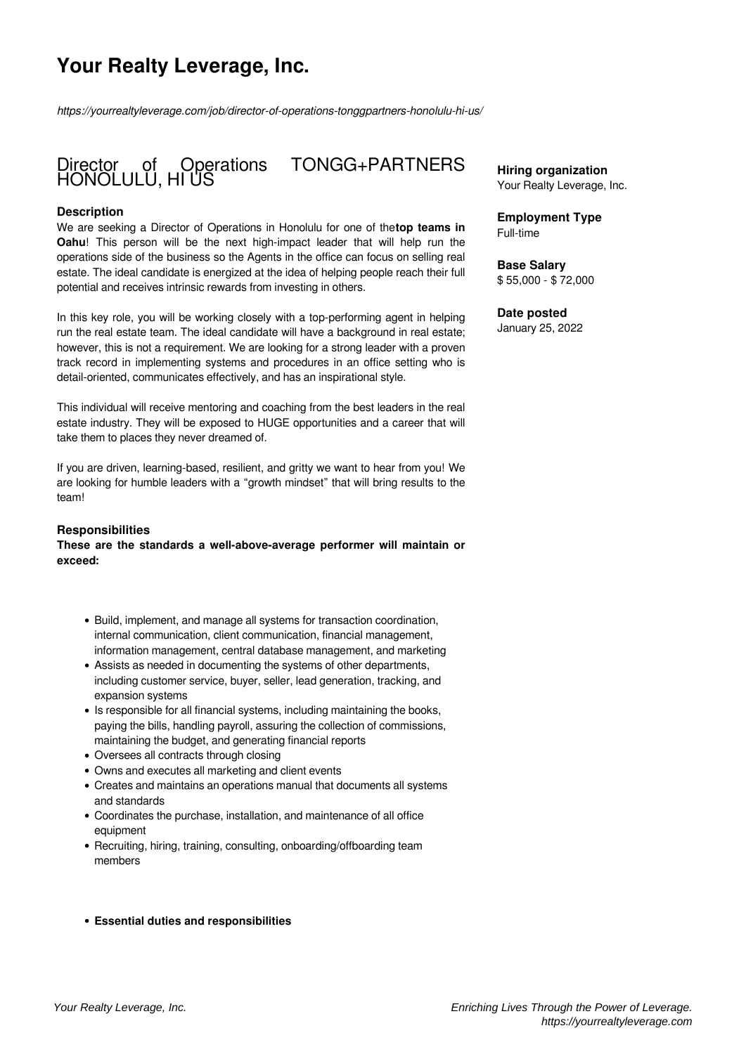# Your Realty Leverage, Inc.

*https://yourrealtyleverage.com/job/director-of-operations-tonggpartners-honolulu-hi-us/*

## Director of Operations TONGG+PARTNERS HONOLULU, HI US

**Hiring organization**
Your Realty Leverage, Inc.

**Employment Type**
Full-time

**Base Salary**
$ 55,000 - $ 72,000

**Date posted**
January 25, 2022

### Description

We are seeking a Director of Operations in Honolulu for one of the **top teams in Oahu**! This person will be the next high-impact leader that will help run the operations side of the business so the Agents in the office can focus on selling real estate. The ideal candidate is energized at the idea of helping people reach their full potential and receives intrinsic rewards from investing in others.

In this key role, you will be working closely with a top-performing agent in helping run the real estate team. The ideal candidate will have a background in real estate; however, this is not a requirement. We are looking for a strong leader with a proven track record in implementing systems and procedures in an office setting who is detail-oriented, communicates effectively, and has an inspirational style.

This individual will receive mentoring and coaching from the best leaders in the real estate industry. They will be exposed to HUGE opportunities and a career that will take them to places they never dreamed of.

If you are driven, learning-based, resilient, and gritty we want to hear from you! We are looking for humble leaders with a "growth mindset" that will bring results to the team!

### Responsibilities

**These are the standards a well-above-average performer will maintain or exceed:**

- Build, implement, and manage all systems for transaction coordination, internal communication, client communication, financial management, information management, central database management, and marketing
- Assists as needed in documenting the systems of other departments, including customer service, buyer, seller, lead generation, tracking, and expansion systems
- Is responsible for all financial systems, including maintaining the books, paying the bills, handling payroll, assuring the collection of commissions, maintaining the budget, and generating financial reports
- Oversees all contracts through closing
- Owns and executes all marketing and client events
- Creates and maintains an operations manual that documents all systems and standards
- Coordinates the purchase, installation, and maintenance of all office equipment
- Recruiting, hiring, training, consulting, onboarding/offboarding team members

- **Essential duties and responsibilities**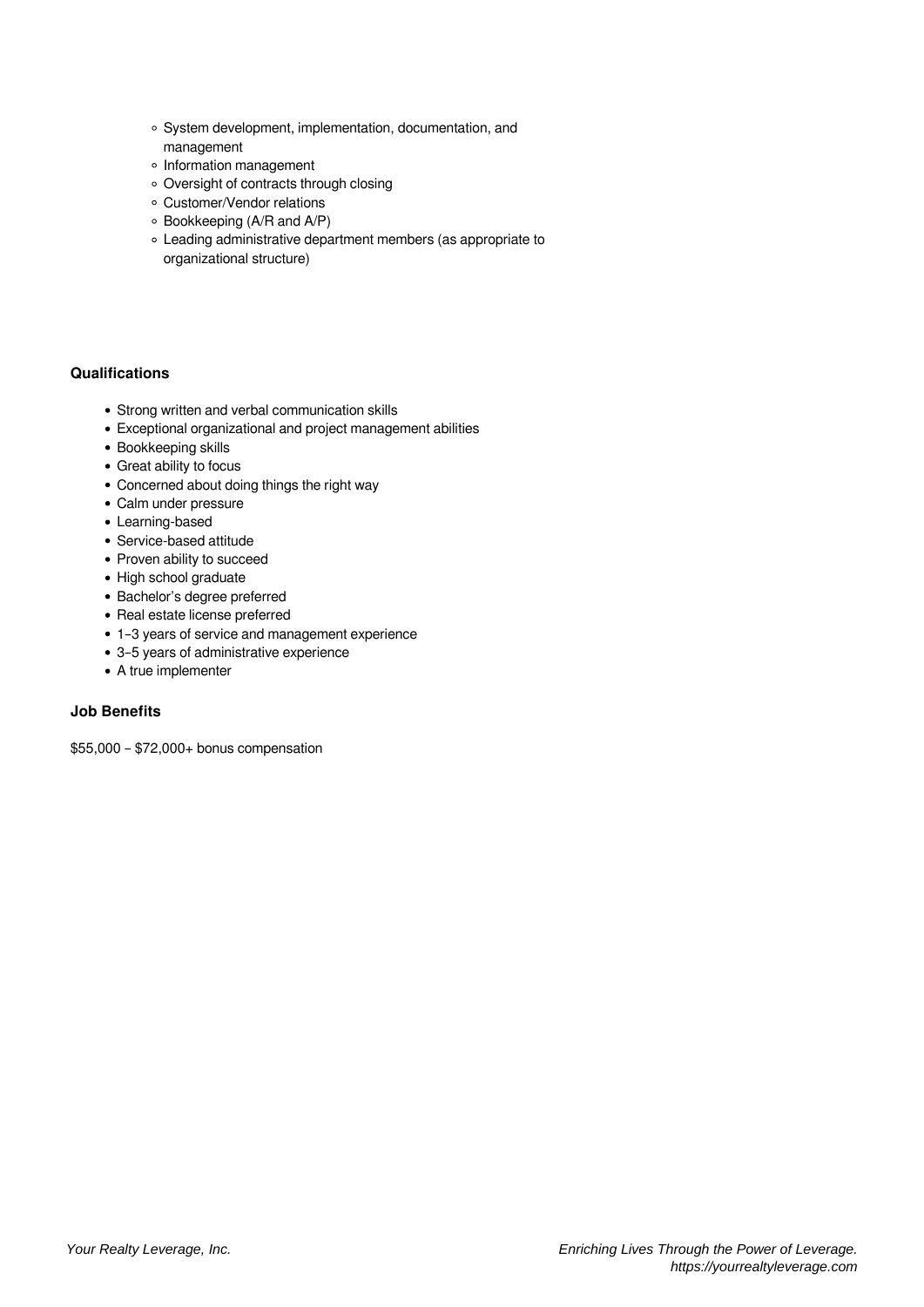- System development, implementation, documentation, and management
  - Information management
  - Oversight of contracts through closing
  - Customer/Vendor relations
  - Bookkeeping (A/R and A/P)
  - Leading administrative department members (as appropriate to organizational structure)

### Qualifications

- Strong written and verbal communication skills
- Exceptional organizational and project management abilities
- Bookkeeping skills
- Great ability to focus
- Concerned about doing things the right way
- Calm under pressure
- Learning-based
- Service-based attitude
- Proven ability to succeed
- High school graduate
- Bachelor's degree preferred
- Real estate license preferred
- 1–3 years of service and management experience
- 3–5 years of administrative experience
- A true implementer

### Job Benefits

$55,000 – $72,000+ bonus compensation